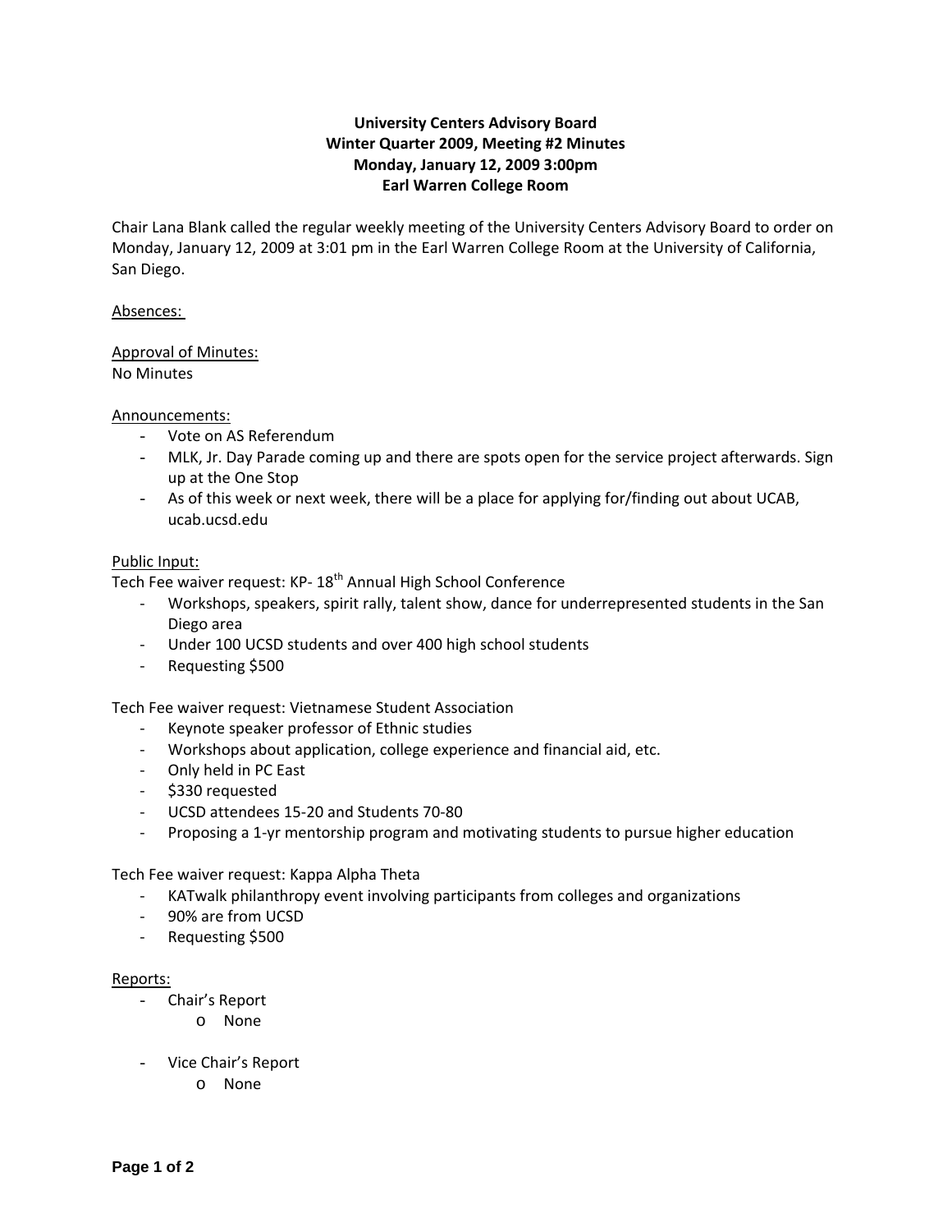**University Centers Advisory Board**
**Winter Quarter 2009, Meeting #2 Minutes**
**Monday, January 12, 2009 3:00pm**
**Earl Warren College Room**

Chair Lana Blank called the regular weekly meeting of the University Centers Advisory Board to order on Monday, January 12, 2009 at 3:01 pm in the Earl Warren College Room at the University of California, San Diego.

Absences:

Approval of Minutes:
No Minutes

Announcements:

- Vote on AS Referendum
- MLK, Jr. Day Parade coming up and there are spots open for the service project afterwards. Sign up at the One Stop
- As of this week or next week, there will be a place for applying for/finding out about UCAB, ucab.ucsd.edu

Public Input:
Tech Fee waiver request: KP- 18th Annual High School Conference

- Workshops, speakers, spirit rally, talent show, dance for underrepresented students in the San Diego area
- Under 100 UCSD students and over 400 high school students
- Requesting $500

Tech Fee waiver request: Vietnamese Student Association

- Keynote speaker professor of Ethnic studies
- Workshops about application, college experience and financial aid, etc.
- Only held in PC East
- $330 requested
- UCSD attendees 15-20 and Students 70-80
- Proposing a 1-yr mentorship program and motivating students to pursue higher education

Tech Fee waiver request: Kappa Alpha Theta

- KATwalk philanthropy event involving participants from colleges and organizations
- 90% are from UCSD
- Requesting $500

Reports:

- Chair's Report
    - None
- Vice Chair's Report
    - None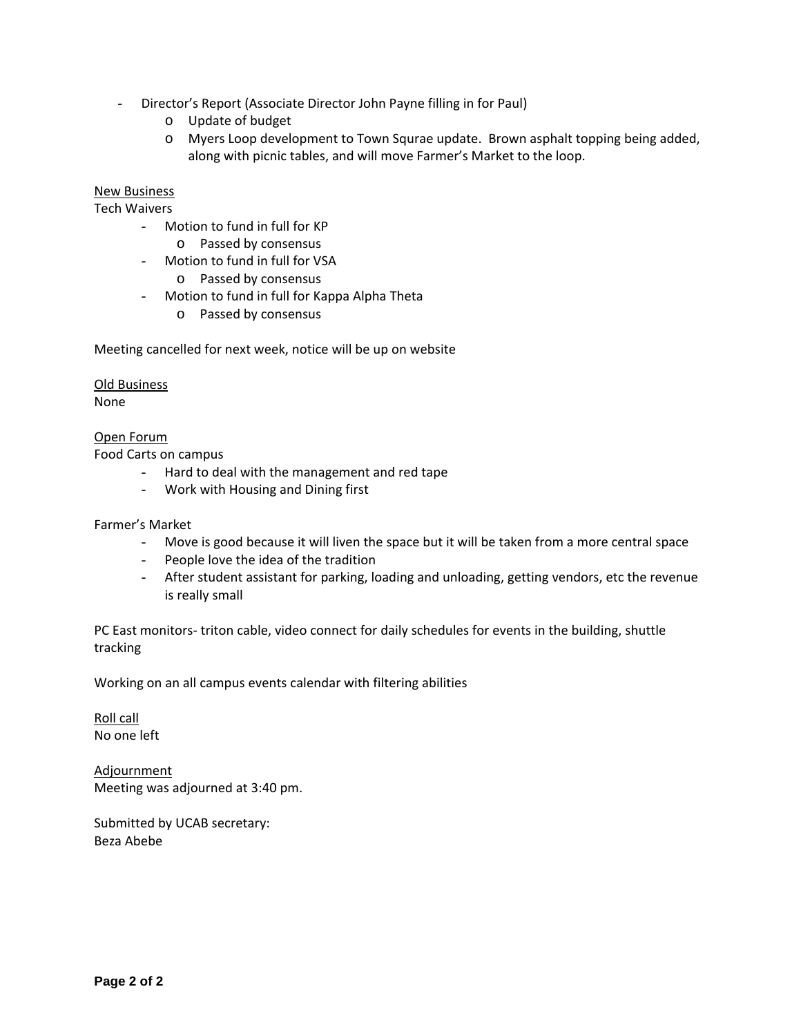- Director's Report (Associate Director John Payne filling in for Paul)
  - Update of budget
  - Myers Loop development to Town Squrae update. Brown asphalt topping being added, along with picnic tables, and will move Farmer's Market to the loop.

<u>New Business</u>

Tech Waivers

- Motion to fund in full for KP
  - Passed by consensus
- Motion to fund in full for VSA
  - Passed by consensus
- Motion to fund in full for Kappa Alpha Theta
  - Passed by consensus

Meeting cancelled for next week, notice will be up on website

<u>Old Business</u>

None

<u>Open Forum</u>

Food Carts on campus

- Hard to deal with the management and red tape
- Work with Housing and Dining first

Farmer's Market

- Move is good because it will liven the space but it will be taken from a more central space
- People love the idea of the tradition
- After student assistant for parking, loading and unloading, getting vendors, etc the revenue is really small

PC East monitors- triton cable, video connect for daily schedules for events in the building, shuttle tracking

Working on an all campus events calendar with filtering abilities

<u>Roll call</u>

No one left

<u>Adjournment</u>

Meeting was adjourned at 3:40 pm.

Submitted by UCAB secretary:
Beza Abebe